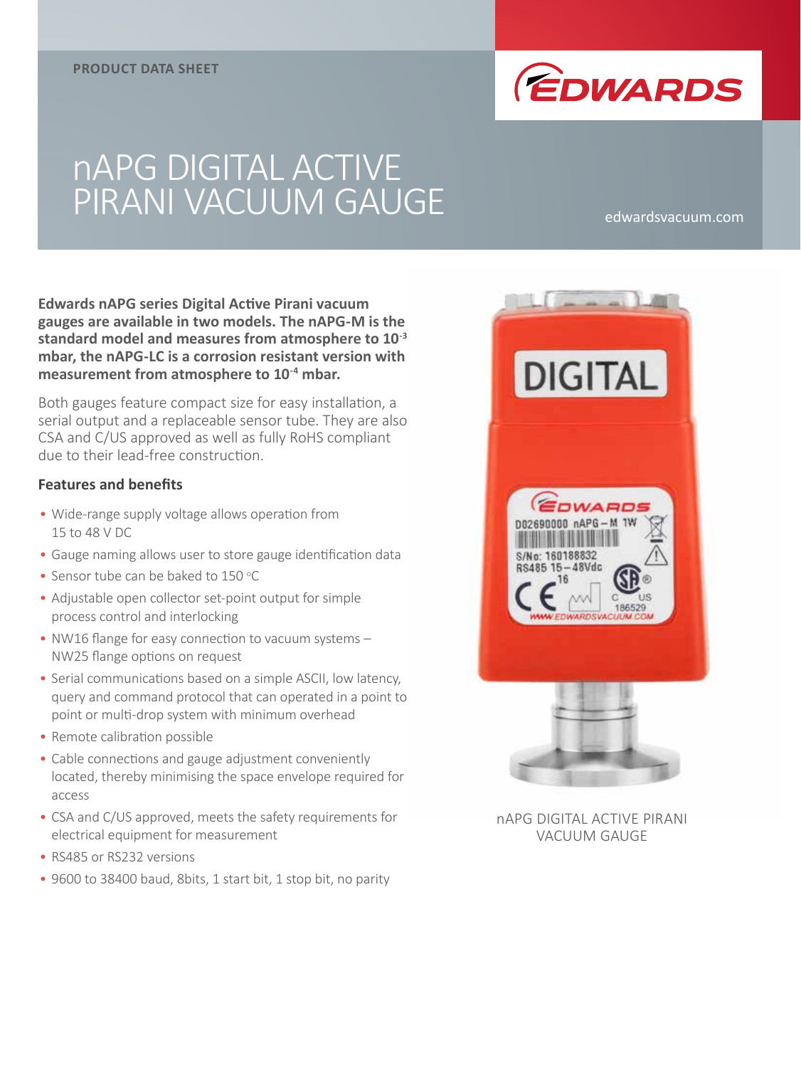PRODUCT DATA SHEET

# nAPG DIGITAL ACTIVE PIRANI VACUUM GAUGE

edwardsvacuum.com

**Edwards nAPG series Digital Active Pirani vacuum gauges are available in two models. The nAPG-M is the standard model and measures from atmosphere to $10^{-3}$ mbar, the nAPG-LC is a corrosion resistant version with measurement from atmosphere to $10^{-4}$ mbar.**

Both gauges feature compact size for easy installation, a serial output and a replaceable sensor tube. They are also CSA and C/US approved as well as fully RoHS compliant due to their lead-free construction.

### Features and benefits

- Wide-range supply voltage allows operation from 15 to 48 V DC
- Gauge naming allows user to store gauge identification data
- Sensor tube can be baked to 150 °C
- Adjustable open collector set-point output for simple process control and interlocking
- NW16 flange for easy connection to vacuum systems – NW25 flange options on request
- Serial communications based on a simple ASCII, low latency, query and command protocol that can operated in a point to point or multi-drop system with minimum overhead
- Remote calibration possible
- Cable connections and gauge adjustment conveniently located, thereby minimising the space envelope required for access
- CSA and C/US approved, meets the safety requirements for electrical equipment for measurement
- RS485 or RS232 versions
- 9600 to 38400 baud, 8bits, 1 start bit, 1 stop bit, no parity

nAPG DIGITAL ACTIVE PIRANI VACUUM GAUGE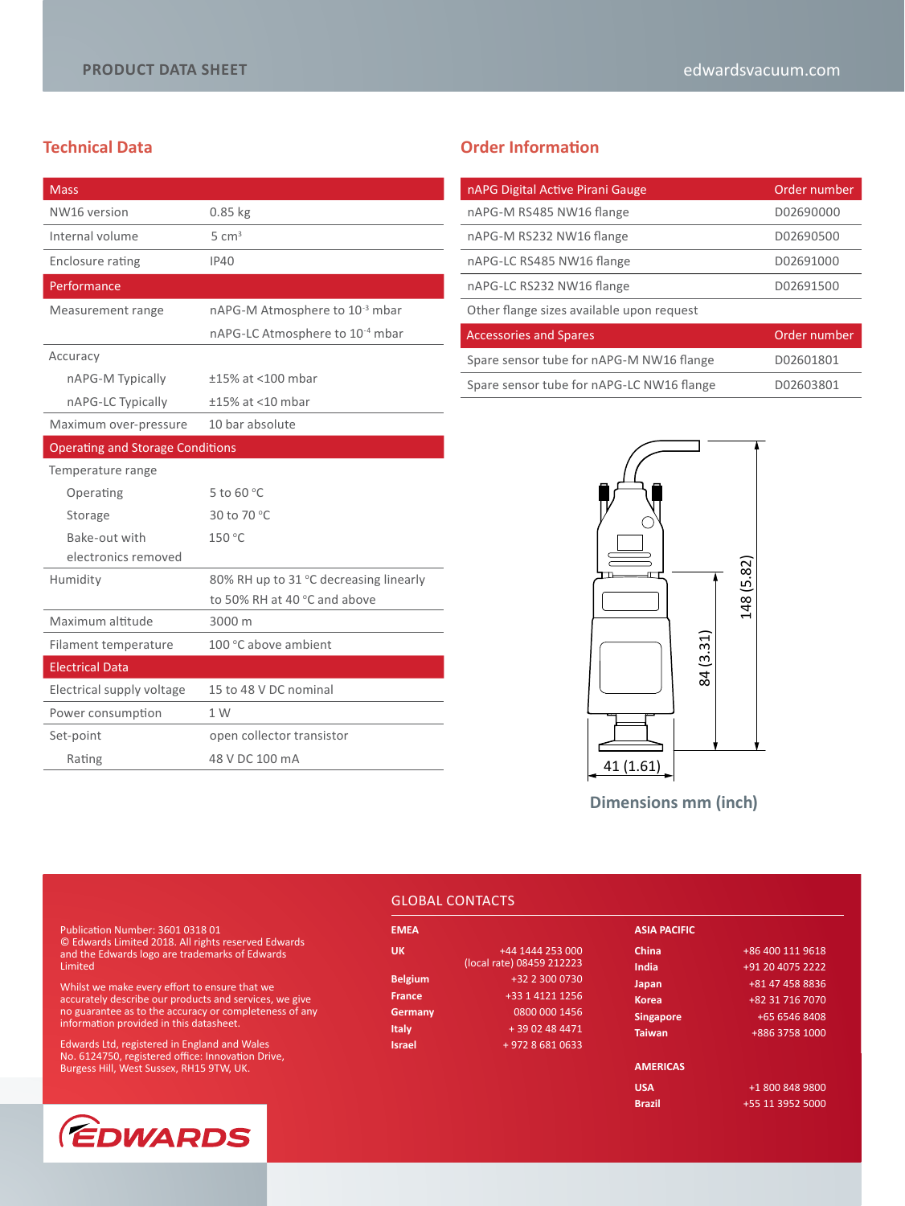## Technical Data

| | |
|---|---|
| **Mass** | |
| NW16 version | 0.85 kg |
| Internal volume | 5 cm$^3$ |
| Enclosure rating | IP40 |
| **Performance** | |
| Measurement range | nAPG-M Atmosphere to 10$^{-3}$ mbar |
| | nAPG-LC Atmosphere to 10$^{-4}$ mbar |
| Accuracy | |
| nAPG-M Typically | ±15% at <100 mbar |
| nAPG-LC Typically | ±15% at <10 mbar |
| Maximum over-pressure | 10 bar absolute |
| **Operating and Storage Conditions** | |
| Temperature range | |
| Operating | 5 to 60 °C |
| Storage | 30 to 70 °C |
| Bake-out with electronics removed | 150 °C |
| Humidity | 80% RH up to 31 °C decreasing linearly to 50% RH at 40 °C and above |
| Maximum altitude | 3000 m |
| Filament temperature | 100 °C above ambient |
| **Electrical Data** | |
| Electrical supply voltage | 15 to 48 V DC nominal |
| Power consumption | 1 W |
| Set-point | open collector transistor |
| Rating | 48 V DC 100 mA |

## Order Information

| nAPG Digital Active Pirani Gauge | Order number |
|---|---|
| nAPG-M RS485 NW16 flange | D02690000 |
| nAPG-M RS232 NW16 flange | D02690500 |
| nAPG-LC RS485 NW16 flange | D02691000 |
| nAPG-LC RS232 NW16 flange | D02691500 |
| Other flange sizes available upon request | |
| **Accessories and Spares** | **Order number** |
| Spare sensor tube for nAPG-M NW16 flange | D02601801 |
| Spare sensor tube for nAPG-LC NW16 flange | D02603801 |

148 (5.82)

84 (3.31)

41 (1.61)

Dimensions mm (inch)

Publication Number: 3601 0318 01
© Edwards Limited 2018. All rights reserved Edwards and the Edwards logo are trademarks of Edwards Limited

Whilst we make every effort to ensure that we accurately describe our products and services, we give no guarantee as to the accuracy or completeness of any information provided in this datasheet.

Edwards Ltd, registered in England and Wales No. 6124750, registered office: Innovation Drive, Burgess Hill, West Sussex, RH15 9TW, UK.

EDWARDS

### GLOBAL CONTACTS

**EMEA**

| | |
|---|---|
| **UK** | +44 1444 253 000 (local rate) 08459 212223 |
| **Belgium** | +32 2 300 0730 |
| **France** | +33 1 4121 1256 |
| **Germany** | 0800 000 1456 |
| **Italy** | + 39 02 48 4471 |
| **Israel** | + 972 8 681 0633 |

**ASIA PACIFIC**

| | |
|---|---|
| **China** | +86 400 111 9618 |
| **India** | +91 20 4075 2222 |
| **Japan** | +81 47 458 8836 |
| **Korea** | +82 31 716 7070 |
| **Singapore** | +65 6546 8408 |
| **Taiwan** | +886 3758 1000 |

**AMERICAS**

| | |
|---|---|
| **USA** | +1 800 848 9800 |
| **Brazil** | +55 11 3952 5000 |